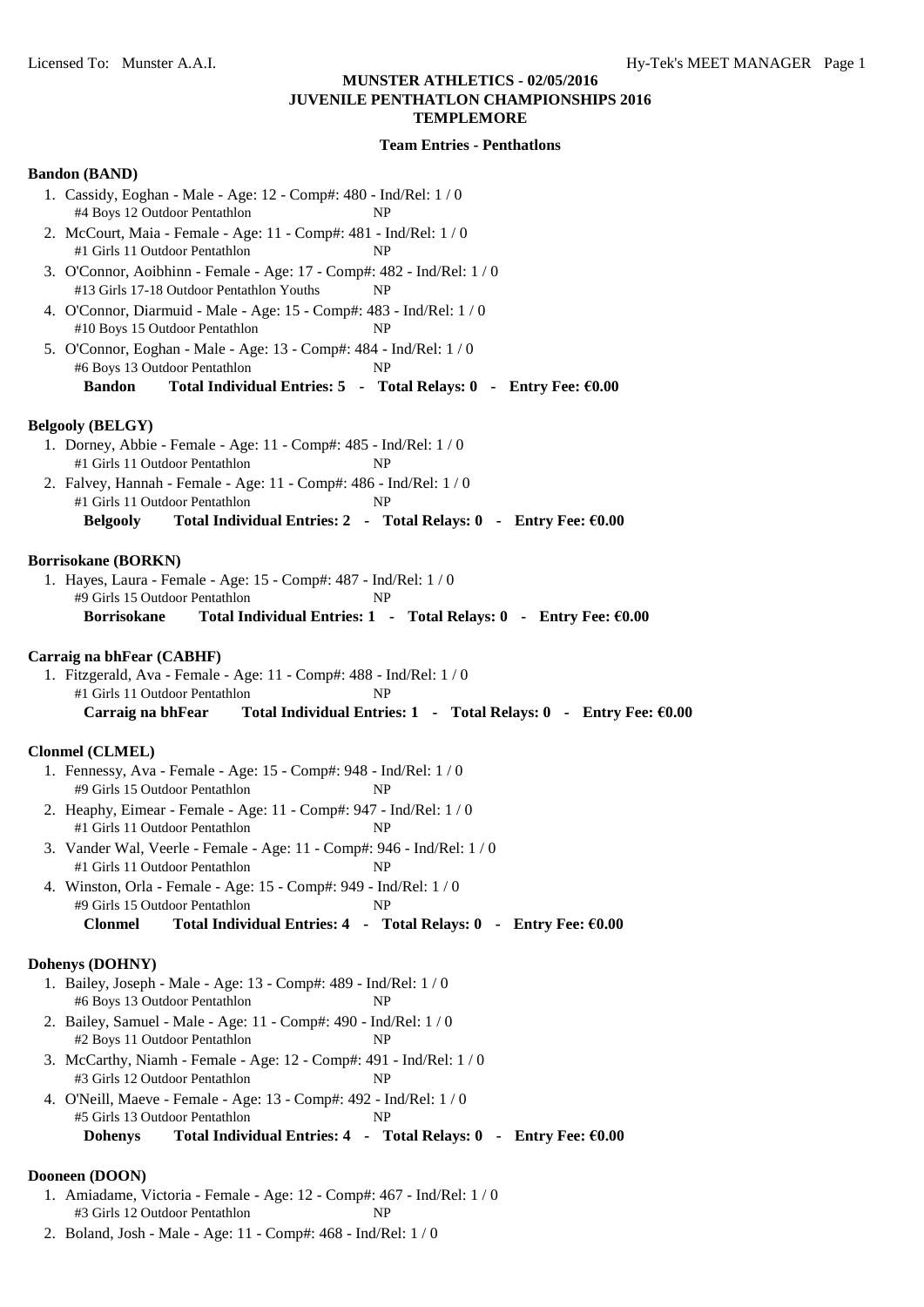# MUNSTER ATHLETICS - 02/05/2016
## JUVENILE PENTHATLON CHAMPIONSHIPS 2016
## TEMPLEMORE

### Team Entries - Penthatlons

**Bandon (BAND)**

1. Cassidy, Eoghan - Male - Age: 12 - Comp#: 480 - Ind/Rel: 1 / 0
   #4 Boys 12 Outdoor Pentathlon NP
2. McCourt, Maia - Female - Age: 11 - Comp#: 481 - Ind/Rel: 1 / 0
   #1 Girls 11 Outdoor Pentathlon NP
3. O'Connor, Aoibhinn - Female - Age: 17 - Comp#: 482 - Ind/Rel: 1 / 0
   #13 Girls 17-18 Outdoor Pentathlon Youths NP
4. O'Connor, Diarmuid - Male - Age: 15 - Comp#: 483 - Ind/Rel: 1 / 0
   #10 Boys 15 Outdoor Pentathlon NP
5. O'Connor, Eoghan - Male - Age: 13 - Comp#: 484 - Ind/Rel: 1 / 0
   #6 Boys 13 Outdoor Pentathlon NP

**Bandon Total Individual Entries: 5 - Total Relays: 0 - Entry Fee: €0.00**

**Belgooly (BELGY)**

1. Dorney, Abbie - Female - Age: 11 - Comp#: 485 - Ind/Rel: 1 / 0
   #1 Girls 11 Outdoor Pentathlon NP
2. Falvey, Hannah - Female - Age: 11 - Comp#: 486 - Ind/Rel: 1 / 0
   #1 Girls 11 Outdoor Pentathlon NP

**Belgooly Total Individual Entries: 2 - Total Relays: 0 - Entry Fee: €0.00**

**Borrisokane (BORKN)**

1. Hayes, Laura - Female - Age: 15 - Comp#: 487 - Ind/Rel: 1 / 0
   #9 Girls 15 Outdoor Pentathlon NP

**Borrisokane Total Individual Entries: 1 - Total Relays: 0 - Entry Fee: €0.00**

**Carraig na bhFear (CABHF)**

1. Fitzgerald, Ava - Female - Age: 11 - Comp#: 488 - Ind/Rel: 1 / 0
   #1 Girls 11 Outdoor Pentathlon NP

**Carraig na bhFear Total Individual Entries: 1 - Total Relays: 0 - Entry Fee: €0.00**

**Clonmel (CLMEL)**

1. Fennessy, Ava - Female - Age: 15 - Comp#: 948 - Ind/Rel: 1 / 0
   #9 Girls 15 Outdoor Pentathlon NP
2. Heaphy, Eimear - Female - Age: 11 - Comp#: 947 - Ind/Rel: 1 / 0
   #1 Girls 11 Outdoor Pentathlon NP
3. Vander Wal, Veerle - Female - Age: 11 - Comp#: 946 - Ind/Rel: 1 / 0
   #1 Girls 11 Outdoor Pentathlon NP
4. Winston, Orla - Female - Age: 15 - Comp#: 949 - Ind/Rel: 1 / 0
   #9 Girls 15 Outdoor Pentathlon NP

**Clonmel Total Individual Entries: 4 - Total Relays: 0 - Entry Fee: €0.00**

**Dohenys (DOHNY)**

1. Bailey, Joseph - Male - Age: 13 - Comp#: 489 - Ind/Rel: 1 / 0
   #6 Boys 13 Outdoor Pentathlon NP
2. Bailey, Samuel - Male - Age: 11 - Comp#: 490 - Ind/Rel: 1 / 0
   #2 Boys 11 Outdoor Pentathlon NP
3. McCarthy, Niamh - Female - Age: 12 - Comp#: 491 - Ind/Rel: 1 / 0
   #3 Girls 12 Outdoor Pentathlon NP
4. O'Neill, Maeve - Female - Age: 13 - Comp#: 492 - Ind/Rel: 1 / 0
   #5 Girls 13 Outdoor Pentathlon NP

**Dohenys Total Individual Entries: 4 - Total Relays: 0 - Entry Fee: €0.00**

**Dooneen (DOON)**

1. Amiadame, Victoria - Female - Age: 12 - Comp#: 467 - Ind/Rel: 1 / 0
   #3 Girls 12 Outdoor Pentathlon NP
2. Boland, Josh - Male - Age: 11 - Comp#: 468 - Ind/Rel: 1 / 0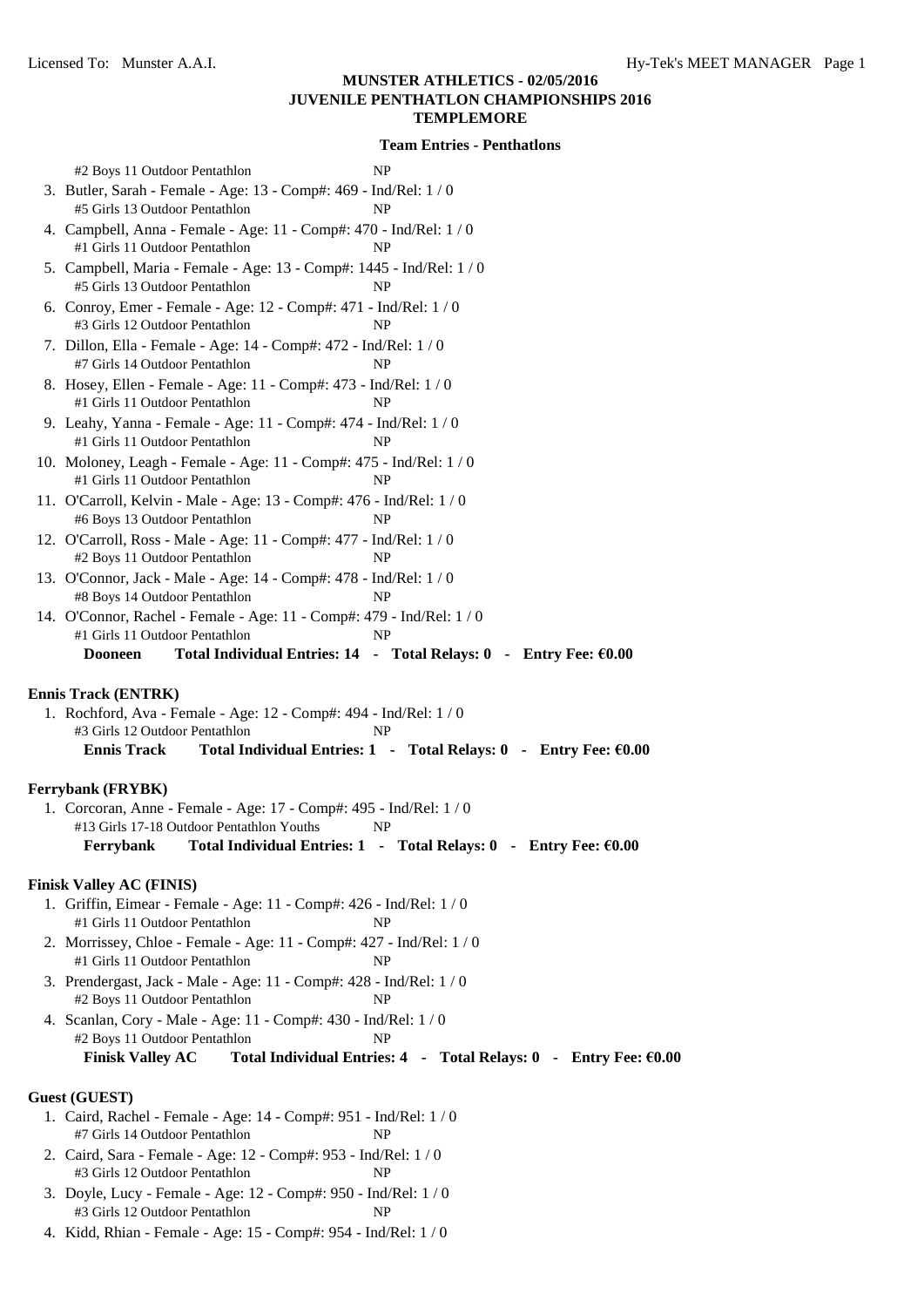**MUNSTER ATHLETICS - 02/05/2016**
**JUVENILE PENTHATLON CHAMPIONSHIPS 2016**
**TEMPLEMORE**

**Team Entries - Penthatlons**

#2 Boys 11 Outdoor Pentathlon NP

3. Butler, Sarah - Female - Age: 13 - Comp#: 469 - Ind/Rel: 1 / 0
   #5 Girls 13 Outdoor Pentathlon NP
4. Campbell, Anna - Female - Age: 11 - Comp#: 470 - Ind/Rel: 1 / 0
   #1 Girls 11 Outdoor Pentathlon NP
5. Campbell, Maria - Female - Age: 13 - Comp#: 1445 - Ind/Rel: 1 / 0
   #5 Girls 13 Outdoor Pentathlon NP
6. Conroy, Emer - Female - Age: 12 - Comp#: 471 - Ind/Rel: 1 / 0
   #3 Girls 12 Outdoor Pentathlon NP
7. Dillon, Ella - Female - Age: 14 - Comp#: 472 - Ind/Rel: 1 / 0
   #7 Girls 14 Outdoor Pentathlon NP
8. Hosey, Ellen - Female - Age: 11 - Comp#: 473 - Ind/Rel: 1 / 0
   #1 Girls 11 Outdoor Pentathlon NP
9. Leahy, Yanna - Female - Age: 11 - Comp#: 474 - Ind/Rel: 1 / 0
   #1 Girls 11 Outdoor Pentathlon NP
10. Moloney, Leagh - Female - Age: 11 - Comp#: 475 - Ind/Rel: 1 / 0
    #1 Girls 11 Outdoor Pentathlon NP
11. O'Carroll, Kelvin - Male - Age: 13 - Comp#: 476 - Ind/Rel: 1 / 0
    #6 Boys 13 Outdoor Pentathlon NP
12. O'Carroll, Ross - Male - Age: 11 - Comp#: 477 - Ind/Rel: 1 / 0
    #2 Boys 11 Outdoor Pentathlon NP
13. O'Connor, Jack - Male - Age: 14 - Comp#: 478 - Ind/Rel: 1 / 0
    #8 Boys 14 Outdoor Pentathlon NP
14. O'Connor, Rachel - Female - Age: 11 - Comp#: 479 - Ind/Rel: 1 / 0
    #1 Girls 11 Outdoor Pentathlon NP

**Dooneen Total Individual Entries: 14 - Total Relays: 0 - Entry Fee: €0.00**

**Ennis Track (ENTRK)**

1. Rochford, Ava - Female - Age: 12 - Comp#: 494 - Ind/Rel: 1 / 0
   #3 Girls 12 Outdoor Pentathlon NP

**Ennis Track Total Individual Entries: 1 - Total Relays: 0 - Entry Fee: €0.00**

**Ferrybank (FRYBK)**

1. Corcoran, Anne - Female - Age: 17 - Comp#: 495 - Ind/Rel: 1 / 0
   #13 Girls 17-18 Outdoor Pentathlon Youths NP

**Ferrybank Total Individual Entries: 1 - Total Relays: 0 - Entry Fee: €0.00**

**Finisk Valley AC (FINIS)**

1. Griffin, Eimear - Female - Age: 11 - Comp#: 426 - Ind/Rel: 1 / 0
   #1 Girls 11 Outdoor Pentathlon NP
2. Morrissey, Chloe - Female - Age: 11 - Comp#: 427 - Ind/Rel: 1 / 0
   #1 Girls 11 Outdoor Pentathlon NP
3. Prendergast, Jack - Male - Age: 11 - Comp#: 428 - Ind/Rel: 1 / 0
   #2 Boys 11 Outdoor Pentathlon NP
4. Scanlan, Cory - Male - Age: 11 - Comp#: 430 - Ind/Rel: 1 / 0
   #2 Boys 11 Outdoor Pentathlon NP

**Finisk Valley AC Total Individual Entries: 4 - Total Relays: 0 - Entry Fee: €0.00**

**Guest (GUEST)**

1. Caird, Rachel - Female - Age: 14 - Comp#: 951 - Ind/Rel: 1 / 0
   #7 Girls 14 Outdoor Pentathlon NP
2. Caird, Sara - Female - Age: 12 - Comp#: 953 - Ind/Rel: 1 / 0
   #3 Girls 12 Outdoor Pentathlon NP
3. Doyle, Lucy - Female - Age: 12 - Comp#: 950 - Ind/Rel: 1 / 0
   #3 Girls 12 Outdoor Pentathlon NP
4. Kidd, Rhian - Female - Age: 15 - Comp#: 954 - Ind/Rel: 1 / 0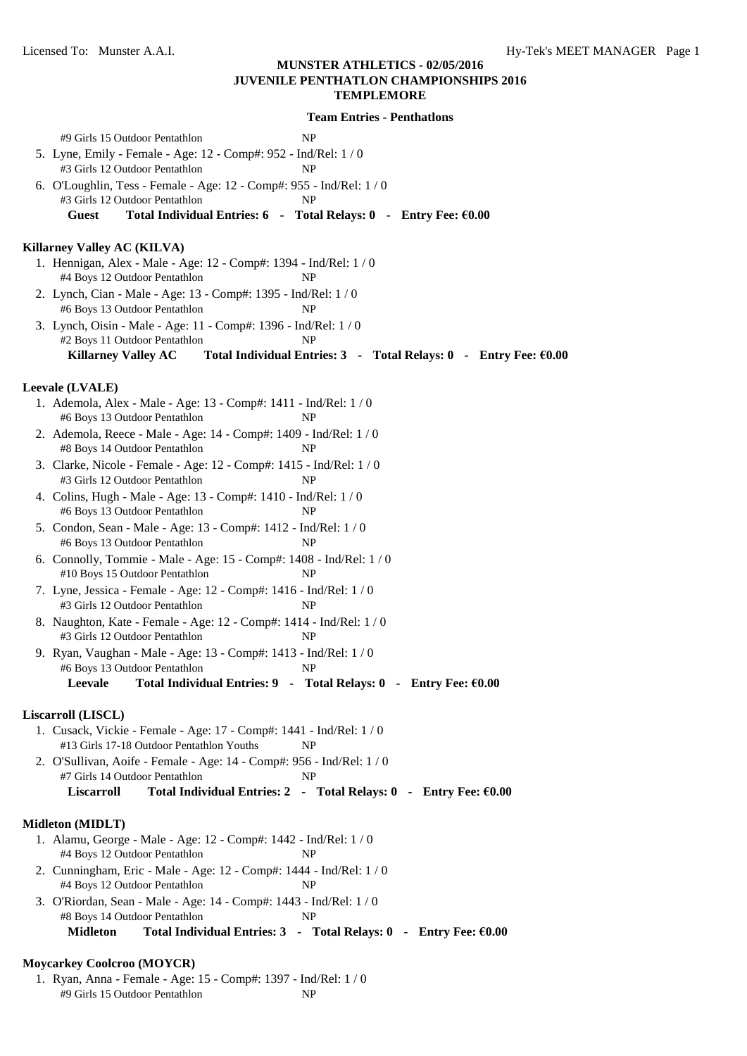**MUNSTER ATHLETICS - 02/05/2016**
**JUVENILE PENTHATLON CHAMPIONSHIPS 2016**
**TEMPLEMORE**

**Team Entries - Penthatlons**

#9 Girls 15 Outdoor Pentathlon NP

5. Lyne, Emily - Female - Age: 12 - Comp#: 952 - Ind/Rel: 1 / 0
   #3 Girls 12 Outdoor Pentathlon NP
6. O'Loughlin, Tess - Female - Age: 12 - Comp#: 955 - Ind/Rel: 1 / 0
   #3 Girls 12 Outdoor Pentathlon NP

**Guest Total Individual Entries: 6 - Total Relays: 0 - Entry Fee: €0.00**

**Killarney Valley AC (KILVA)**

1. Hennigan, Alex - Male - Age: 12 - Comp#: 1394 - Ind/Rel: 1 / 0
   #4 Boys 12 Outdoor Pentathlon NP
2. Lynch, Cian - Male - Age: 13 - Comp#: 1395 - Ind/Rel: 1 / 0
   #6 Boys 13 Outdoor Pentathlon NP
3. Lynch, Oisin - Male - Age: 11 - Comp#: 1396 - Ind/Rel: 1 / 0
   #2 Boys 11 Outdoor Pentathlon NP

**Killarney Valley AC Total Individual Entries: 3 - Total Relays: 0 - Entry Fee: €0.00**

**Leevale (LVALE)**

1. Ademola, Alex - Male - Age: 13 - Comp#: 1411 - Ind/Rel: 1 / 0
   #6 Boys 13 Outdoor Pentathlon NP
2. Ademola, Reece - Male - Age: 14 - Comp#: 1409 - Ind/Rel: 1 / 0
   #8 Boys 14 Outdoor Pentathlon NP
3. Clarke, Nicole - Female - Age: 12 - Comp#: 1415 - Ind/Rel: 1 / 0
   #3 Girls 12 Outdoor Pentathlon NP
4. Colins, Hugh - Male - Age: 13 - Comp#: 1410 - Ind/Rel: 1 / 0
   #6 Boys 13 Outdoor Pentathlon NP
5. Condon, Sean - Male - Age: 13 - Comp#: 1412 - Ind/Rel: 1 / 0
   #6 Boys 13 Outdoor Pentathlon NP
6. Connolly, Tommie - Male - Age: 15 - Comp#: 1408 - Ind/Rel: 1 / 0
   #10 Boys 15 Outdoor Pentathlon NP
7. Lyne, Jessica - Female - Age: 12 - Comp#: 1416 - Ind/Rel: 1 / 0
   #3 Girls 12 Outdoor Pentathlon NP
8. Naughton, Kate - Female - Age: 12 - Comp#: 1414 - Ind/Rel: 1 / 0
   #3 Girls 12 Outdoor Pentathlon NP
9. Ryan, Vaughan - Male - Age: 13 - Comp#: 1413 - Ind/Rel: 1 / 0
   #6 Boys 13 Outdoor Pentathlon NP

**Leevale Total Individual Entries: 9 - Total Relays: 0 - Entry Fee: €0.00**

**Liscarroll (LISCL)**

1. Cusack, Vickie - Female - Age: 17 - Comp#: 1441 - Ind/Rel: 1 / 0
   #13 Girls 17-18 Outdoor Pentathlon Youths NP
2. O'Sullivan, Aoife - Female - Age: 14 - Comp#: 956 - Ind/Rel: 1 / 0
   #7 Girls 14 Outdoor Pentathlon NP

**Liscarroll Total Individual Entries: 2 - Total Relays: 0 - Entry Fee: €0.00**

**Midleton (MIDLT)**

1. Alamu, George - Male - Age: 12 - Comp#: 1442 - Ind/Rel: 1 / 0
   #4 Boys 12 Outdoor Pentathlon NP
2. Cunningham, Eric - Male - Age: 12 - Comp#: 1444 - Ind/Rel: 1 / 0
   #4 Boys 12 Outdoor Pentathlon NP
3. O'Riordan, Sean - Male - Age: 14 - Comp#: 1443 - Ind/Rel: 1 / 0
   #8 Boys 14 Outdoor Pentathlon NP

**Midleton Total Individual Entries: 3 - Total Relays: 0 - Entry Fee: €0.00**

**Moycarkey Coolcroo (MOYCR)**

1. Ryan, Anna - Female - Age: 15 - Comp#: 1397 - Ind/Rel: 1 / 0
   #9 Girls 15 Outdoor Pentathlon NP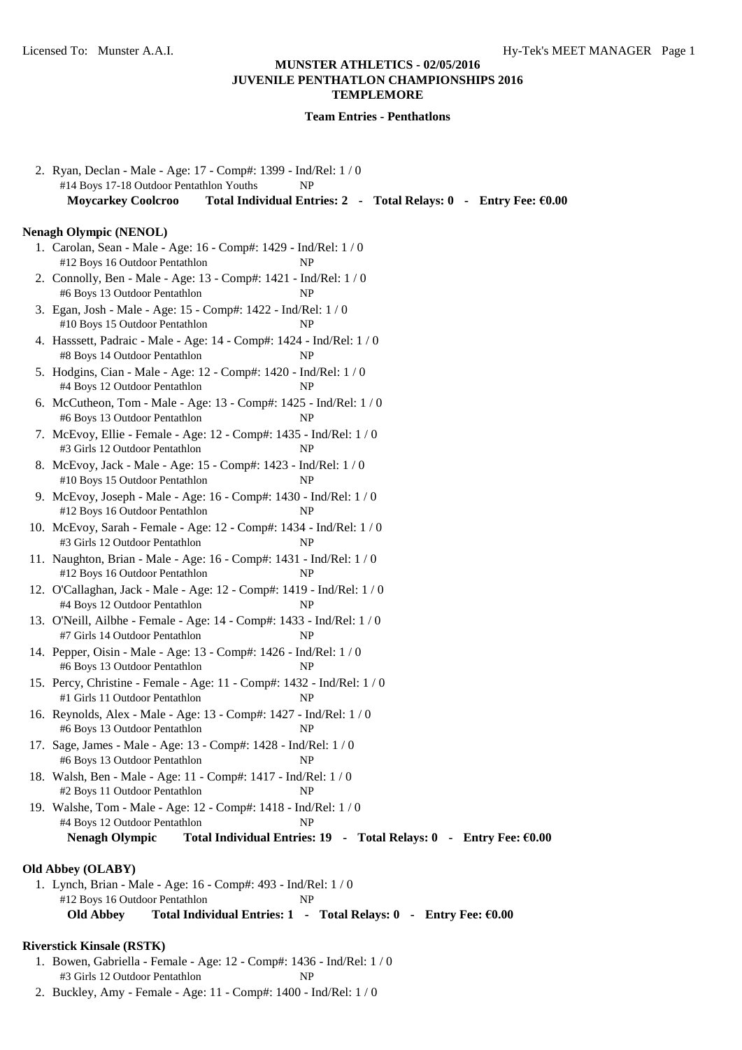**MUNSTER ATHLETICS - 02/05/2016**
**JUVENILE PENTHATLON CHAMPIONSHIPS 2016**
**TEMPLEMORE**

**Team Entries - Penthatlons**

2. Ryan, Declan - Male - Age: 17 - Comp#: 1399 - Ind/Rel: 1 / 0
   #14 Boys 17-18 Outdoor Pentathlon Youths NP

**Moycarkey Coolcroo Total Individual Entries: 2 - Total Relays: 0 - Entry Fee: €0.00**

**Nenagh Olympic (NENOL)**

1. Carolan, Sean - Male - Age: 16 - Comp#: 1429 - Ind/Rel: 1 / 0
   #12 Boys 16 Outdoor Pentathlon NP
2. Connolly, Ben - Male - Age: 13 - Comp#: 1421 - Ind/Rel: 1 / 0
   #6 Boys 13 Outdoor Pentathlon NP
3. Egan, Josh - Male - Age: 15 - Comp#: 1422 - Ind/Rel: 1 / 0
   #10 Boys 15 Outdoor Pentathlon NP
4. Hasssett, Padraic - Male - Age: 14 - Comp#: 1424 - Ind/Rel: 1 / 0
   #8 Boys 14 Outdoor Pentathlon NP
5. Hodgins, Cian - Male - Age: 12 - Comp#: 1420 - Ind/Rel: 1 / 0
   #4 Boys 12 Outdoor Pentathlon NP
6. McCutheon, Tom - Male - Age: 13 - Comp#: 1425 - Ind/Rel: 1 / 0
   #6 Boys 13 Outdoor Pentathlon NP
7. McEvoy, Ellie - Female - Age: 12 - Comp#: 1435 - Ind/Rel: 1 / 0
   #3 Girls 12 Outdoor Pentathlon NP
8. McEvoy, Jack - Male - Age: 15 - Comp#: 1423 - Ind/Rel: 1 / 0
   #10 Boys 15 Outdoor Pentathlon NP
9. McEvoy, Joseph - Male - Age: 16 - Comp#: 1430 - Ind/Rel: 1 / 0
   #12 Boys 16 Outdoor Pentathlon NP
10. McEvoy, Sarah - Female - Age: 12 - Comp#: 1434 - Ind/Rel: 1 / 0
    #3 Girls 12 Outdoor Pentathlon NP
11. Naughton, Brian - Male - Age: 16 - Comp#: 1431 - Ind/Rel: 1 / 0
    #12 Boys 16 Outdoor Pentathlon NP
12. O'Callaghan, Jack - Male - Age: 12 - Comp#: 1419 - Ind/Rel: 1 / 0
    #4 Boys 12 Outdoor Pentathlon NP
13. O'Neill, Ailbhe - Female - Age: 14 - Comp#: 1433 - Ind/Rel: 1 / 0
    #7 Girls 14 Outdoor Pentathlon NP
14. Pepper, Oisin - Male - Age: 13 - Comp#: 1426 - Ind/Rel: 1 / 0
    #6 Boys 13 Outdoor Pentathlon NP
15. Percy, Christine - Female - Age: 11 - Comp#: 1432 - Ind/Rel: 1 / 0
    #1 Girls 11 Outdoor Pentathlon NP
16. Reynolds, Alex - Male - Age: 13 - Comp#: 1427 - Ind/Rel: 1 / 0
    #6 Boys 13 Outdoor Pentathlon NP
17. Sage, James - Male - Age: 13 - Comp#: 1428 - Ind/Rel: 1 / 0
    #6 Boys 13 Outdoor Pentathlon NP
18. Walsh, Ben - Male - Age: 11 - Comp#: 1417 - Ind/Rel: 1 / 0
    #2 Boys 11 Outdoor Pentathlon NP
19. Walshe, Tom - Male - Age: 12 - Comp#: 1418 - Ind/Rel: 1 / 0
    #4 Boys 12 Outdoor Pentathlon NP

**Nenagh Olympic Total Individual Entries: 19 - Total Relays: 0 - Entry Fee: €0.00**

**Old Abbey (OLABY)**

1. Lynch, Brian - Male - Age: 16 - Comp#: 493 - Ind/Rel: 1 / 0
   #12 Boys 16 Outdoor Pentathlon NP

**Old Abbey Total Individual Entries: 1 - Total Relays: 0 - Entry Fee: €0.00**

**Riverstick Kinsale (RSTK)**

1. Bowen, Gabriella - Female - Age: 12 - Comp#: 1436 - Ind/Rel: 1 / 0
   #3 Girls 12 Outdoor Pentathlon NP
2. Buckley, Amy - Female - Age: 11 - Comp#: 1400 - Ind/Rel: 1 / 0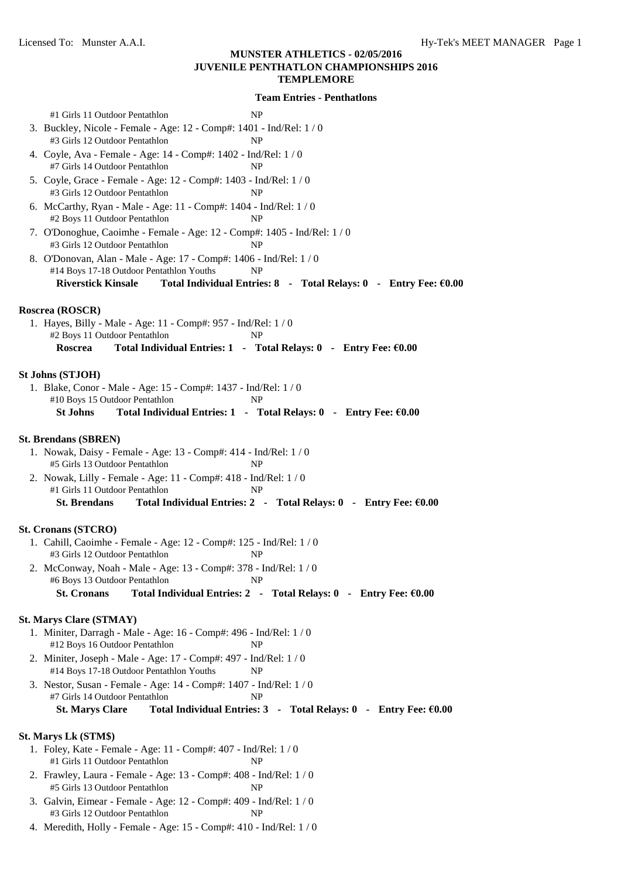## MUNSTER ATHLETICS - 02/05/2016
## JUVENILE PENTHATLON CHAMPIONSHIPS 2016
## TEMPLEMORE

### Team Entries - Penthatlons

#1 Girls 11 Outdoor Pentathlon NP

3. Buckley, Nicole - Female - Age: 12 - Comp#: 1401 - Ind/Rel: 1 / 0
   #3 Girls 12 Outdoor Pentathlon NP
4. Coyle, Ava - Female - Age: 14 - Comp#: 1402 - Ind/Rel: 1 / 0
   #7 Girls 14 Outdoor Pentathlon NP
5. Coyle, Grace - Female - Age: 12 - Comp#: 1403 - Ind/Rel: 1 / 0
   #3 Girls 12 Outdoor Pentathlon NP
6. McCarthy, Ryan - Male - Age: 11 - Comp#: 1404 - Ind/Rel: 1 / 0
   #2 Boys 11 Outdoor Pentathlon NP
7. O'Donoghue, Caoimhe - Female - Age: 12 - Comp#: 1405 - Ind/Rel: 1 / 0
   #3 Girls 12 Outdoor Pentathlon NP
8. O'Donovan, Alan - Male - Age: 17 - Comp#: 1406 - Ind/Rel: 1 / 0
   #14 Boys 17-18 Outdoor Pentathlon Youths NP

**Riverstick Kinsale Total Individual Entries: 8 - Total Relays: 0 - Entry Fee: €0.00**

**Roscrea (ROSCR)**

1. Hayes, Billy - Male - Age: 11 - Comp#: 957 - Ind/Rel: 1 / 0
   #2 Boys 11 Outdoor Pentathlon NP

**Roscrea Total Individual Entries: 1 - Total Relays: 0 - Entry Fee: €0.00**

**St Johns (STJOH)**

1. Blake, Conor - Male - Age: 15 - Comp#: 1437 - Ind/Rel: 1 / 0
   #10 Boys 15 Outdoor Pentathlon NP

**St Johns Total Individual Entries: 1 - Total Relays: 0 - Entry Fee: €0.00**

**St. Brendans (SBREN)**

1. Nowak, Daisy - Female - Age: 13 - Comp#: 414 - Ind/Rel: 1 / 0
   #5 Girls 13 Outdoor Pentathlon NP
2. Nowak, Lilly - Female - Age: 11 - Comp#: 418 - Ind/Rel: 1 / 0
   #1 Girls 11 Outdoor Pentathlon NP

**St. Brendans Total Individual Entries: 2 - Total Relays: 0 - Entry Fee: €0.00**

**St. Cronans (STCRO)**

1. Cahill, Caoimhe - Female - Age: 12 - Comp#: 125 - Ind/Rel: 1 / 0
   #3 Girls 12 Outdoor Pentathlon NP
2. McConway, Noah - Male - Age: 13 - Comp#: 378 - Ind/Rel: 1 / 0
   #6 Boys 13 Outdoor Pentathlon NP

**St. Cronans Total Individual Entries: 2 - Total Relays: 0 - Entry Fee: €0.00**

**St. Marys Clare (STMAY)**

1. Miniter, Darragh - Male - Age: 16 - Comp#: 496 - Ind/Rel: 1 / 0
   #12 Boys 16 Outdoor Pentathlon NP
2. Miniter, Joseph - Male - Age: 17 - Comp#: 497 - Ind/Rel: 1 / 0
   #14 Boys 17-18 Outdoor Pentathlon Youths NP
3. Nestor, Susan - Female - Age: 14 - Comp#: 1407 - Ind/Rel: 1 / 0
   #7 Girls 14 Outdoor Pentathlon NP

**St. Marys Clare Total Individual Entries: 3 - Total Relays: 0 - Entry Fee: €0.00**

**St. Marys Lk (STM$)**

1. Foley, Kate - Female - Age: 11 - Comp#: 407 - Ind/Rel: 1 / 0
   #1 Girls 11 Outdoor Pentathlon NP
2. Frawley, Laura - Female - Age: 13 - Comp#: 408 - Ind/Rel: 1 / 0
   #5 Girls 13 Outdoor Pentathlon NP
3. Galvin, Eimear - Female - Age: 12 - Comp#: 409 - Ind/Rel: 1 / 0
   #3 Girls 12 Outdoor Pentathlon NP
4. Meredith, Holly - Female - Age: 15 - Comp#: 410 - Ind/Rel: 1 / 0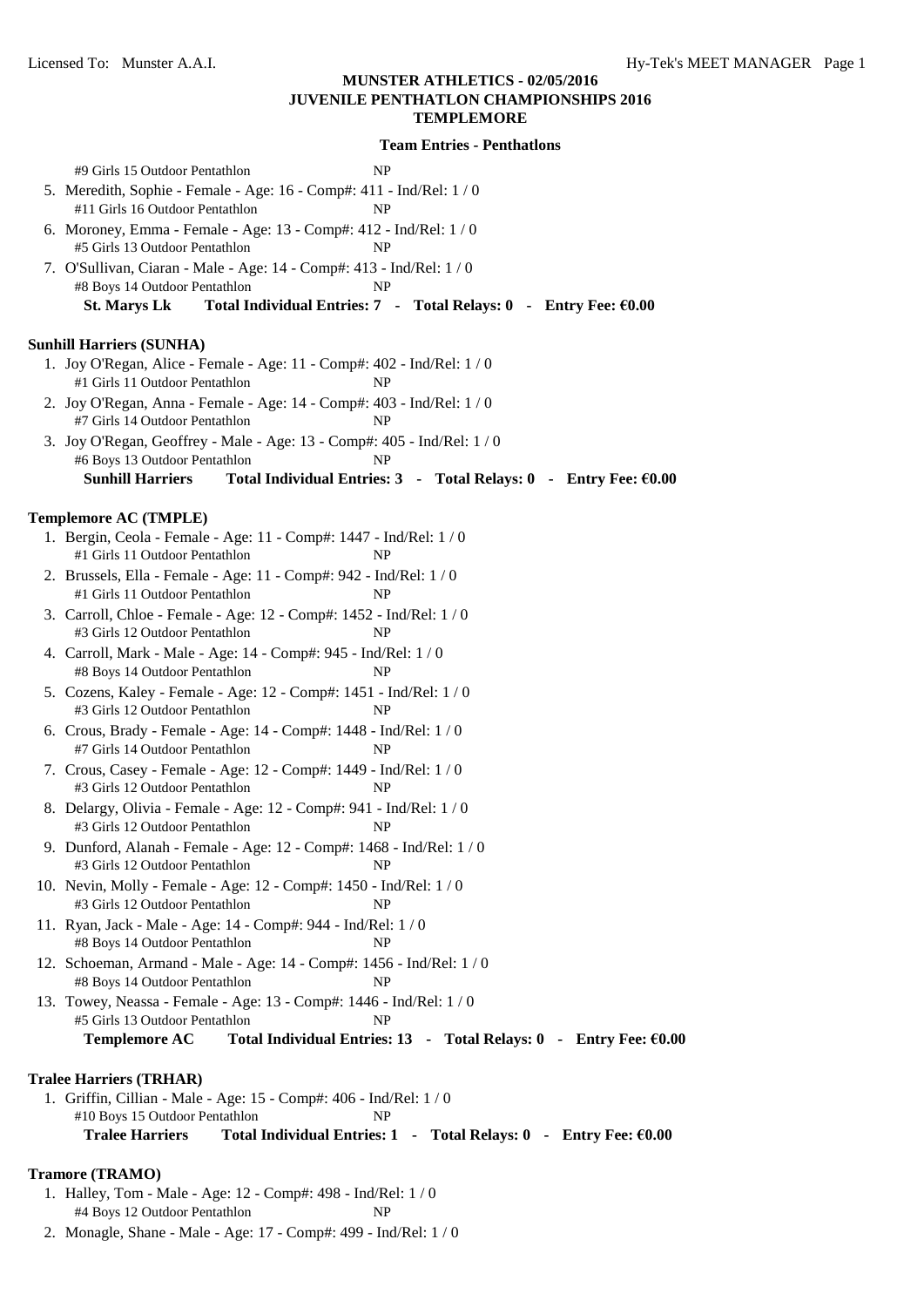**MUNSTER ATHLETICS - 02/05/2016**
**JUVENILE PENTHATLON CHAMPIONSHIPS 2016**
**TEMPLEMORE**

**Team Entries - Penthatlons**

#9 Girls 15 Outdoor Pentathlon NP

5. Meredith, Sophie - Female - Age: 16 - Comp#: 411 - Ind/Rel: 1 / 0
   #11 Girls 16 Outdoor Pentathlon NP
6. Moroney, Emma - Female - Age: 13 - Comp#: 412 - Ind/Rel: 1 / 0
   #5 Girls 13 Outdoor Pentathlon NP
7. O'Sullivan, Ciaran - Male - Age: 14 - Comp#: 413 - Ind/Rel: 1 / 0
   #8 Boys 14 Outdoor Pentathlon NP

**St. Marys Lk Total Individual Entries: 7 - Total Relays: 0 - Entry Fee: €0.00**

**Sunhill Harriers (SUNHA)**

1. Joy O'Regan, Alice - Female - Age: 11 - Comp#: 402 - Ind/Rel: 1 / 0
   #1 Girls 11 Outdoor Pentathlon NP
2. Joy O'Regan, Anna - Female - Age: 14 - Comp#: 403 - Ind/Rel: 1 / 0
   #7 Girls 14 Outdoor Pentathlon NP
3. Joy O'Regan, Geoffrey - Male - Age: 13 - Comp#: 405 - Ind/Rel: 1 / 0
   #6 Boys 13 Outdoor Pentathlon NP

**Sunhill Harriers Total Individual Entries: 3 - Total Relays: 0 - Entry Fee: €0.00**

**Templemore AC (TMPLE)**

1. Bergin, Ceola - Female - Age: 11 - Comp#: 1447 - Ind/Rel: 1 / 0
   #1 Girls 11 Outdoor Pentathlon NP
2. Brussels, Ella - Female - Age: 11 - Comp#: 942 - Ind/Rel: 1 / 0
   #1 Girls 11 Outdoor Pentathlon NP
3. Carroll, Chloe - Female - Age: 12 - Comp#: 1452 - Ind/Rel: 1 / 0
   #3 Girls 12 Outdoor Pentathlon NP
4. Carroll, Mark - Male - Age: 14 - Comp#: 945 - Ind/Rel: 1 / 0
   #8 Boys 14 Outdoor Pentathlon NP
5. Cozens, Kaley - Female - Age: 12 - Comp#: 1451 - Ind/Rel: 1 / 0
   #3 Girls 12 Outdoor Pentathlon NP
6. Crous, Brady - Female - Age: 14 - Comp#: 1448 - Ind/Rel: 1 / 0
   #7 Girls 14 Outdoor Pentathlon NP
7. Crous, Casey - Female - Age: 12 - Comp#: 1449 - Ind/Rel: 1 / 0
   #3 Girls 12 Outdoor Pentathlon NP
8. Delargy, Olivia - Female - Age: 12 - Comp#: 941 - Ind/Rel: 1 / 0
   #3 Girls 12 Outdoor Pentathlon NP
9. Dunford, Alanah - Female - Age: 12 - Comp#: 1468 - Ind/Rel: 1 / 0
   #3 Girls 12 Outdoor Pentathlon NP
10. Nevin, Molly - Female - Age: 12 - Comp#: 1450 - Ind/Rel: 1 / 0
    #3 Girls 12 Outdoor Pentathlon NP
11. Ryan, Jack - Male - Age: 14 - Comp#: 944 - Ind/Rel: 1 / 0
    #8 Boys 14 Outdoor Pentathlon NP
12. Schoeman, Armand - Male - Age: 14 - Comp#: 1456 - Ind/Rel: 1 / 0
    #8 Boys 14 Outdoor Pentathlon NP
13. Towey, Neassa - Female - Age: 13 - Comp#: 1446 - Ind/Rel: 1 / 0
    #5 Girls 13 Outdoor Pentathlon NP

**Templemore AC Total Individual Entries: 13 - Total Relays: 0 - Entry Fee: €0.00**

**Tralee Harriers (TRHAR)**

1. Griffin, Cillian - Male - Age: 15 - Comp#: 406 - Ind/Rel: 1 / 0
   #10 Boys 15 Outdoor Pentathlon NP

**Tralee Harriers Total Individual Entries: 1 - Total Relays: 0 - Entry Fee: €0.00**

**Tramore (TRAMO)**

1. Halley, Tom - Male - Age: 12 - Comp#: 498 - Ind/Rel: 1 / 0
   #4 Boys 12 Outdoor Pentathlon NP
2. Monagle, Shane - Male - Age: 17 - Comp#: 499 - Ind/Rel: 1 / 0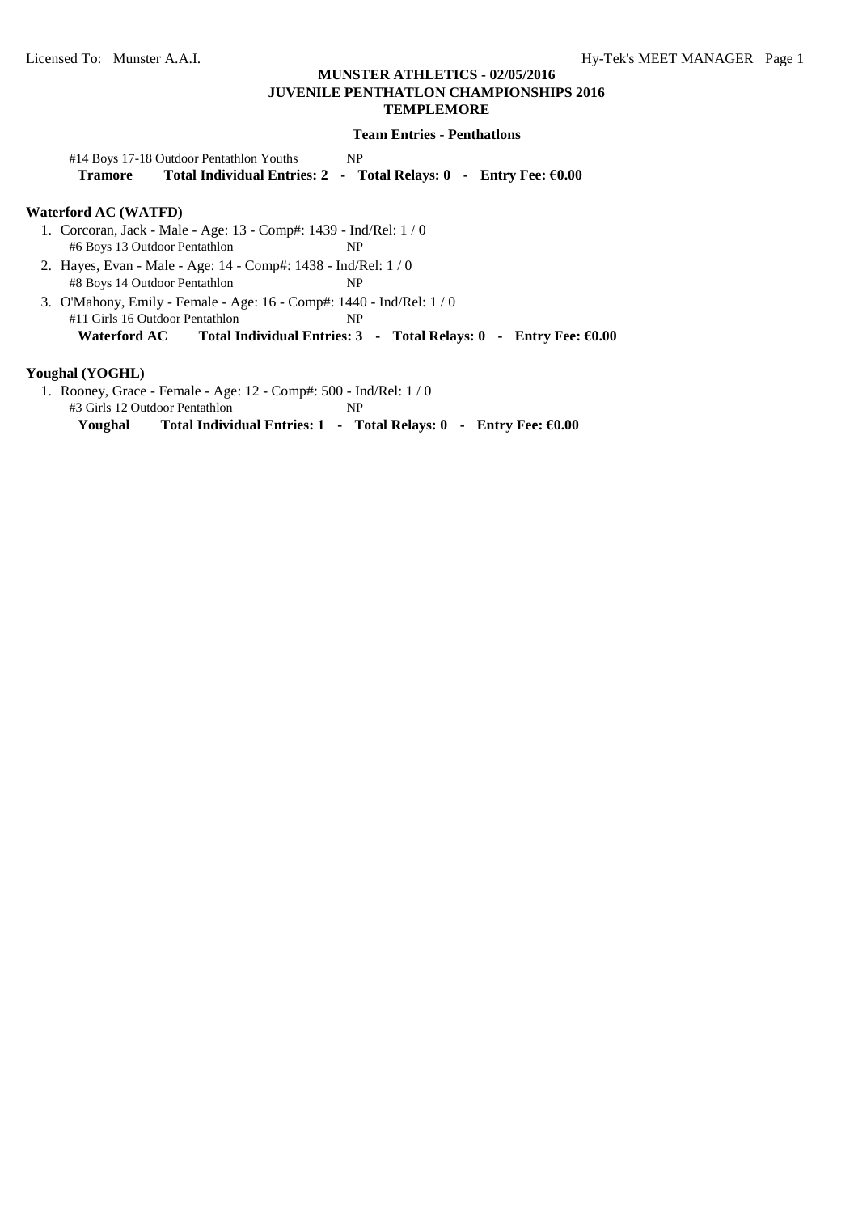**MUNSTER ATHLETICS - 02/05/2016**
**JUVENILE PENTHATLON CHAMPIONSHIPS 2016**
**TEMPLEMORE**

**Team Entries - Penthatlons**

#14 Boys 17-18 Outdoor Pentathlon Youths NP

**Tramore Total Individual Entries: 2 - Total Relays: 0 - Entry Fee: €0.00**

**Waterford AC (WATFD)**

1. Corcoran, Jack - Male - Age: 13 - Comp#: 1439 - Ind/Rel: 1 / 0
   #6 Boys 13 Outdoor Pentathlon NP
2. Hayes, Evan - Male - Age: 14 - Comp#: 1438 - Ind/Rel: 1 / 0
   #8 Boys 14 Outdoor Pentathlon NP
3. O'Mahony, Emily - Female - Age: 16 - Comp#: 1440 - Ind/Rel: 1 / 0
   #11 Girls 16 Outdoor Pentathlon NP

**Waterford AC Total Individual Entries: 3 - Total Relays: 0 - Entry Fee: €0.00**

**Youghal (YOGHL)**

1. Rooney, Grace - Female - Age: 12 - Comp#: 500 - Ind/Rel: 1 / 0
   #3 Girls 12 Outdoor Pentathlon NP

**Youghal Total Individual Entries: 1 - Total Relays: 0 - Entry Fee: €0.00**